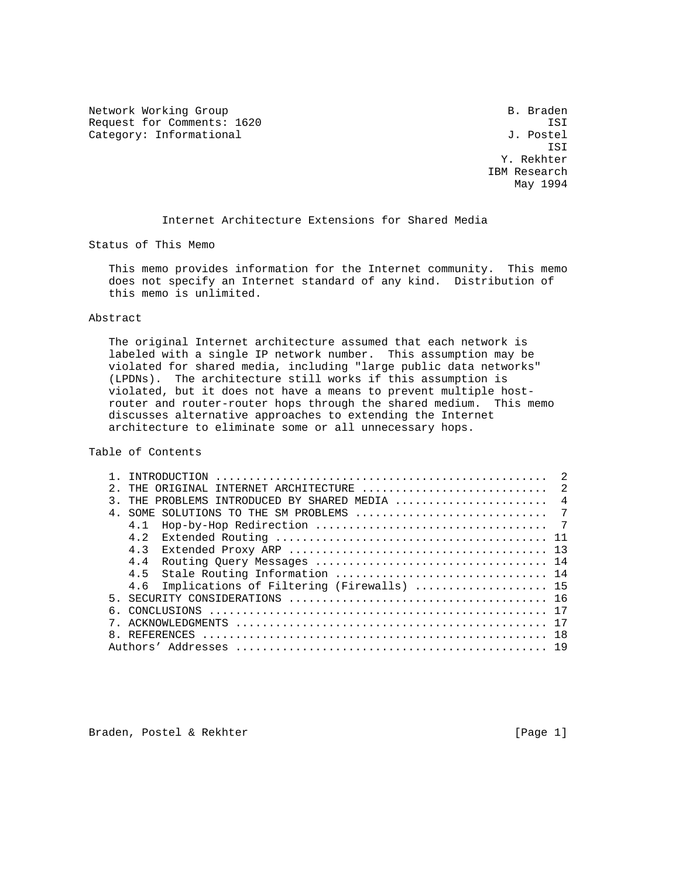Network Working Group B. Braden
Request for Comments: 1620 ISI
Category: Informational J. Postel
ISI
Y. Rekhter
IBM Research
May 1994

# Internet Architecture Extensions for Shared Media

## Status of This Memo

This memo provides information for the Internet community. This memo does not specify an Internet standard of any kind. Distribution of this memo is unlimited.

## Abstract

The original Internet architecture assumed that each network is labeled with a single IP network number. This assumption may be violated for shared media, including "large public data networks" (LPDNs). The architecture still works if this assumption is violated, but it does not have a means to prevent multiple host-router and router-router hops through the shared medium. This memo discusses alternative approaches to extending the Internet architecture to eliminate some or all unnecessary hops.

## Table of Contents

```
   1. INTRODUCTION ................................................  2
   2. THE ORIGINAL INTERNET ARCHITECTURE ..........................  2
   3. THE PROBLEMS INTRODUCED BY SHARED MEDIA .....................  4
   4. SOME SOLUTIONS TO THE SM PROBLEMS ...........................  7
      4.1  Hop-by-Hop Redirection .................................  7
      4.2  Extended Routing ....................................... 11
      4.3  Extended Proxy ARP ..................................... 13
      4.4  Routing Query Messages ................................. 14
      4.5  Stale Routing Information .............................. 14
      4.6  Implications of Filtering (Firewalls) .................. 15
   5. SECURITY CONSIDERATIONS ..................................... 16
   6. CONCLUSIONS ................................................. 17
   7. ACKNOWLEDGMENTS ............................................. 17
   8. REFERENCES .................................................. 18
   Authors' Addresses ............................................. 19
```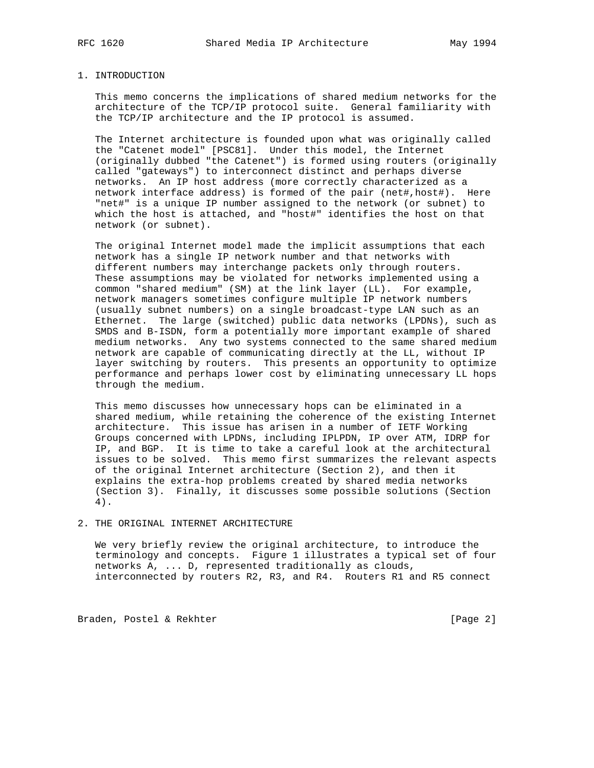## 1. INTRODUCTION

This memo concerns the implications of shared medium networks for the architecture of the TCP/IP protocol suite. General familiarity with the TCP/IP architecture and the IP protocol is assumed.

The Internet architecture is founded upon what was originally called the "Catenet model" [PSC81]. Under this model, the Internet (originally dubbed "the Catenet") is formed using routers (originally called "gateways") to interconnect distinct and perhaps diverse networks. An IP host address (more correctly characterized as a network interface address) is formed of the pair (net#,host#). Here "net#" is a unique IP number assigned to the network (or subnet) to which the host is attached, and "host#" identifies the host on that network (or subnet).

The original Internet model made the implicit assumptions that each network has a single IP network number and that networks with different numbers may interchange packets only through routers. These assumptions may be violated for networks implemented using a common "shared medium" (SM) at the link layer (LL). For example, network managers sometimes configure multiple IP network numbers (usually subnet numbers) on a single broadcast-type LAN such as an Ethernet. The large (switched) public data networks (LPDNs), such as SMDS and B-ISDN, form a potentially more important example of shared medium networks. Any two systems connected to the same shared medium network are capable of communicating directly at the LL, without IP layer switching by routers. This presents an opportunity to optimize performance and perhaps lower cost by eliminating unnecessary LL hops through the medium.

This memo discusses how unnecessary hops can be eliminated in a shared medium, while retaining the coherence of the existing Internet architecture. This issue has arisen in a number of IETF Working Groups concerned with LPDNs, including IPLPDN, IP over ATM, IDRP for IP, and BGP. It is time to take a careful look at the architectural issues to be solved. This memo first summarizes the relevant aspects of the original Internet architecture (Section 2), and then it explains the extra-hop problems created by shared media networks (Section 3). Finally, it discusses some possible solutions (Section 4).

## 2. THE ORIGINAL INTERNET ARCHITECTURE

We very briefly review the original architecture, to introduce the terminology and concepts. Figure 1 illustrates a typical set of four networks A, ... D, represented traditionally as clouds, interconnected by routers R2, R3, and R4. Routers R1 and R5 connect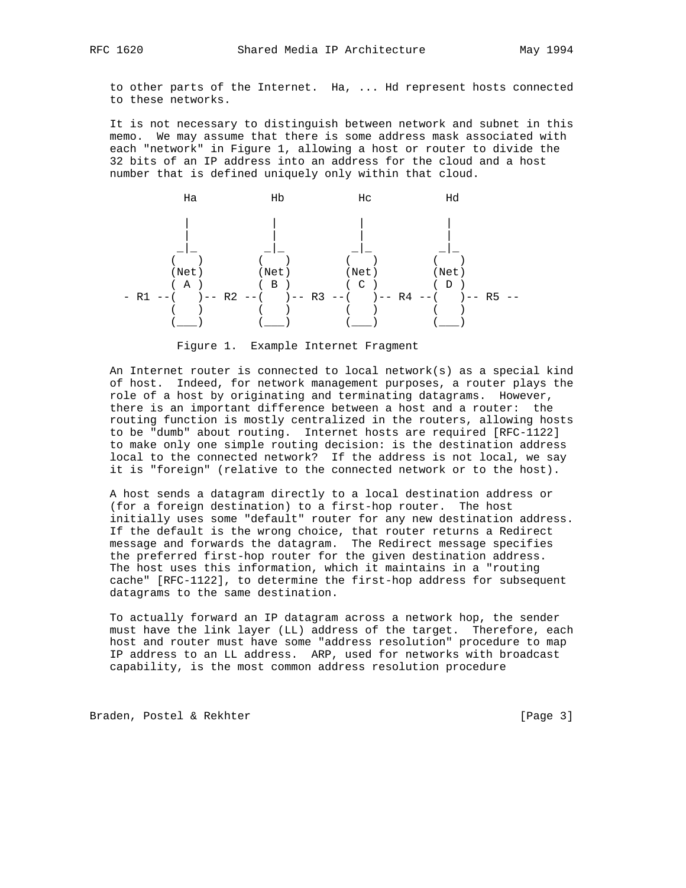to other parts of the Internet. Ha, ... Hd represent hosts connected to these networks.

It is not necessary to distinguish between network and subnet in this memo. We may assume that there is some address mask associated with each "network" in Figure 1, allowing a host or router to divide the 32 bits of an IP address into an address for the cloud and a host number that is defined uniquely only within that cloud.

```
           Ha           Hb            Hc           Hd

           |            |             |            |
           |            |             |            |
          _|_          _|_           _|_          _|_
         (   )        (   )         (   )        (   )
         (Net)        (Net)         (Net)        (Net)
         ( A )        ( B )         ( C )        ( D )
  - R1 --(   )-- R2 --(   )-- R3 --(   )-- R4 --(   )-- R5 --
         (   )        (   )         (   )        (   )
         (___)        (___)         (___)        (___)
```

Figure 1. Example Internet Fragment

An Internet router is connected to local network(s) as a special kind of host. Indeed, for network management purposes, a router plays the role of a host by originating and terminating datagrams. However, there is an important difference between a host and a router: the routing function is mostly centralized in the routers, allowing hosts to be "dumb" about routing. Internet hosts are required [RFC-1122] to make only one simple routing decision: is the destination address local to the connected network? If the address is not local, we say it is "foreign" (relative to the connected network or to the host).

A host sends a datagram directly to a local destination address or (for a foreign destination) to a first-hop router. The host initially uses some "default" router for any new destination address. If the default is the wrong choice, that router returns a Redirect message and forwards the datagram. The Redirect message specifies the preferred first-hop router for the given destination address. The host uses this information, which it maintains in a "routing cache" [RFC-1122], to determine the first-hop address for subsequent datagrams to the same destination.

To actually forward an IP datagram across a network hop, the sender must have the link layer (LL) address of the target. Therefore, each host and router must have some "address resolution" procedure to map IP address to an LL address. ARP, used for networks with broadcast capability, is the most common address resolution procedure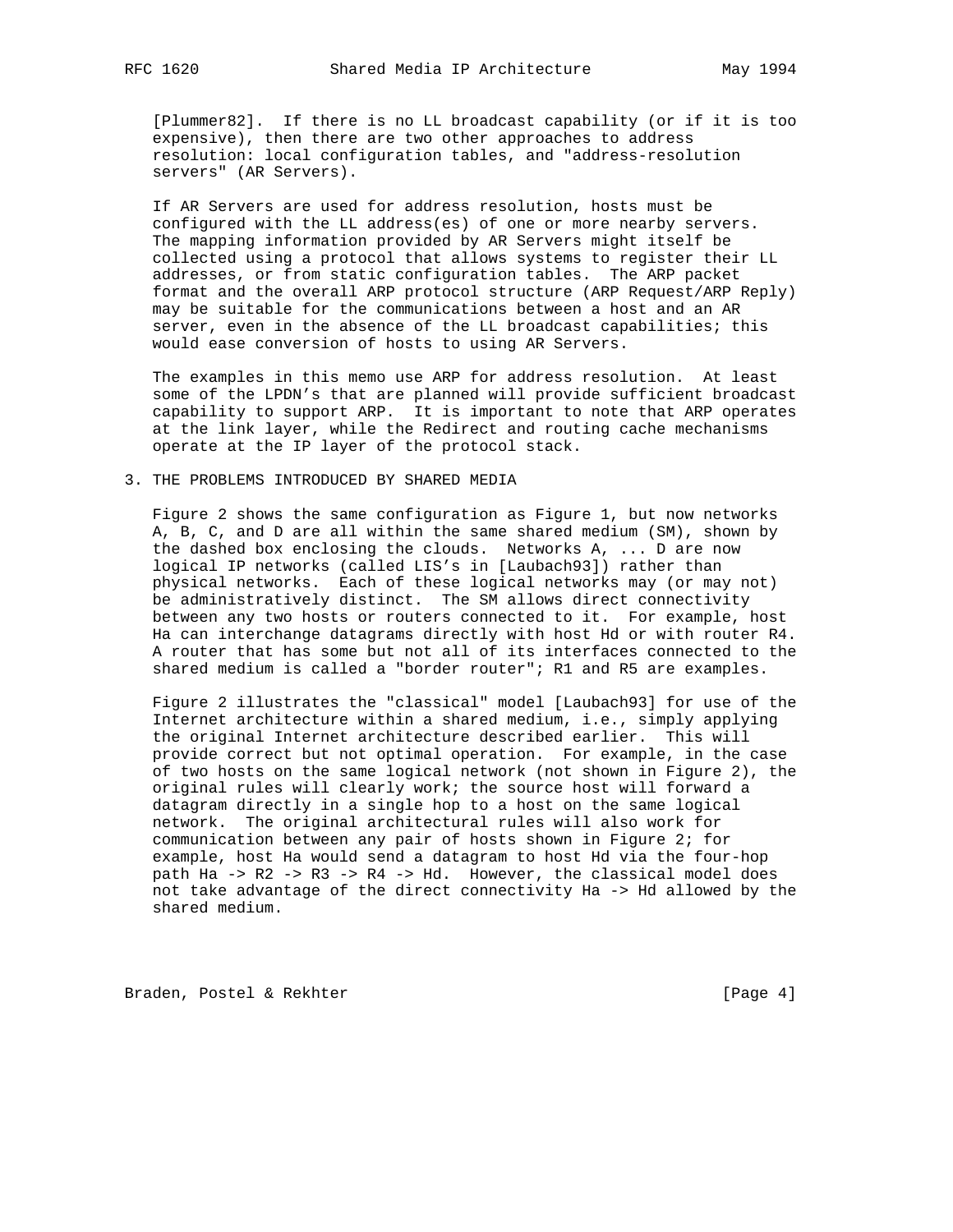[Plummer82]. If there is no LL broadcast capability (or if it is too expensive), then there are two other approaches to address resolution: local configuration tables, and "address-resolution servers" (AR Servers).

If AR Servers are used for address resolution, hosts must be configured with the LL address(es) of one or more nearby servers. The mapping information provided by AR Servers might itself be collected using a protocol that allows systems to register their LL addresses, or from static configuration tables. The ARP packet format and the overall ARP protocol structure (ARP Request/ARP Reply) may be suitable for the communications between a host and an AR server, even in the absence of the LL broadcast capabilities; this would ease conversion of hosts to using AR Servers.

The examples in this memo use ARP for address resolution. At least some of the LPDN's that are planned will provide sufficient broadcast capability to support ARP. It is important to note that ARP operates at the link layer, while the Redirect and routing cache mechanisms operate at the IP layer of the protocol stack.

## 3. THE PROBLEMS INTRODUCED BY SHARED MEDIA

Figure 2 shows the same configuration as Figure 1, but now networks A, B, C, and D are all within the same shared medium (SM), shown by the dashed box enclosing the clouds. Networks A, ... D are now logical IP networks (called LIS's in [Laubach93]) rather than physical networks. Each of these logical networks may (or may not) be administratively distinct. The SM allows direct connectivity between any two hosts or routers connected to it. For example, host Ha can interchange datagrams directly with host Hd or with router R4. A router that has some but not all of its interfaces connected to the shared medium is called a "border router"; R1 and R5 are examples.

Figure 2 illustrates the "classical" model [Laubach93] for use of the Internet architecture within a shared medium, i.e., simply applying the original Internet architecture described earlier. This will provide correct but not optimal operation. For example, in the case of two hosts on the same logical network (not shown in Figure 2), the original rules will clearly work; the source host will forward a datagram directly in a single hop to a host on the same logical network. The original architectural rules will also work for communication between any pair of hosts shown in Figure 2; for example, host Ha would send a datagram to host Hd via the four-hop path Ha -> R2 -> R3 -> R4 -> Hd. However, the classical model does not take advantage of the direct connectivity Ha -> Hd allowed by the shared medium.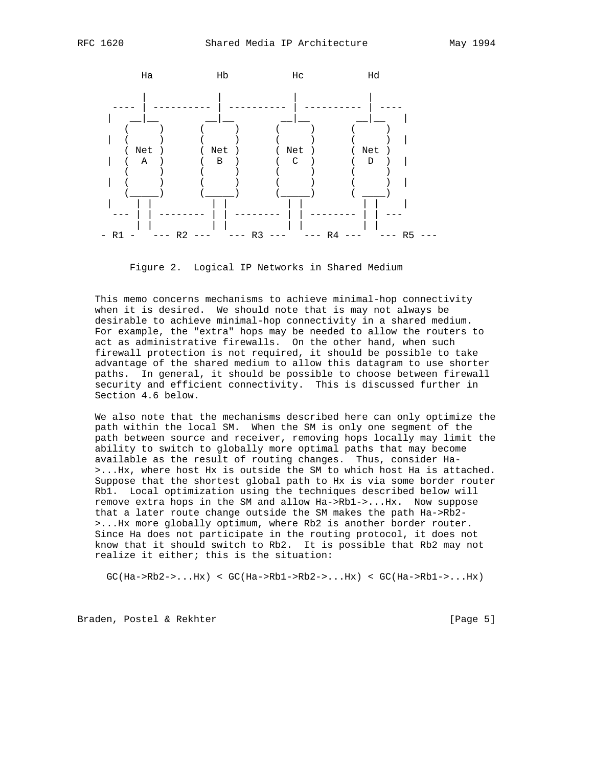```
       Ha          Hb          Hc          Hd

        |           |           |           |
    ---- | ---------- | ---------- | ---------- | ----
   |   __|__       __|__       __|__       __|__   |
      (     )     (     )     (     )     (     )
   |  (     )     (     )     (     )     (     )  |
      ( Net )     ( Net )     ( Net )     ( Net )
   |  (  A  )     (  B  )     (  C  )     (  D  )  |
      (     )     (     )     (     )     (     )
   |  (     )     (     )     (     )     (     )  |
      (_____)     (_____)     (_____)     ( ____)
   |     | |         | |         | |         | |    |
    --- | | -------- | | -------- | | -------- | | ---
        | |          | |          | |          | |
  - R1 -   --- R2 ---   --- R3 ---   --- R4 ---   --- R5 ---
```

Figure 2. Logical IP Networks in Shared Medium

This memo concerns mechanisms to achieve minimal-hop connectivity when it is desired. We should note that is may not always be desirable to achieve minimal-hop connectivity in a shared medium. For example, the "extra" hops may be needed to allow the routers to act as administrative firewalls. On the other hand, when such firewall protection is not required, it should be possible to take advantage of the shared medium to allow this datagram to use shorter paths. In general, it should be possible to choose between firewall security and efficient connectivity. This is discussed further in Section 4.6 below.

We also note that the mechanisms described here can only optimize the path within the local SM. When the SM is only one segment of the path between source and receiver, removing hops locally may limit the ability to switch to globally more optimal paths that may become available as the result of routing changes. Thus, consider Ha->...Hx, where host Hx is outside the SM to which host Ha is attached. Suppose that the shortest global path to Hx is via some border router Rb1. Local optimization using the techniques described below will remove extra hops in the SM and allow Ha->Rb1->...Hx. Now suppose that a later route change outside the SM makes the path Ha->Rb2->...Hx more globally optimum, where Rb2 is another border router. Since Ha does not participate in the routing protocol, it does not know that it should switch to Rb2. It is possible that Rb2 may not realize it either; this is the situation:

```
GC(Ha->Rb2->...Hx) < GC(Ha->Rb1->Rb2->...Hx) < GC(Ha->Rb1->...Hx)
```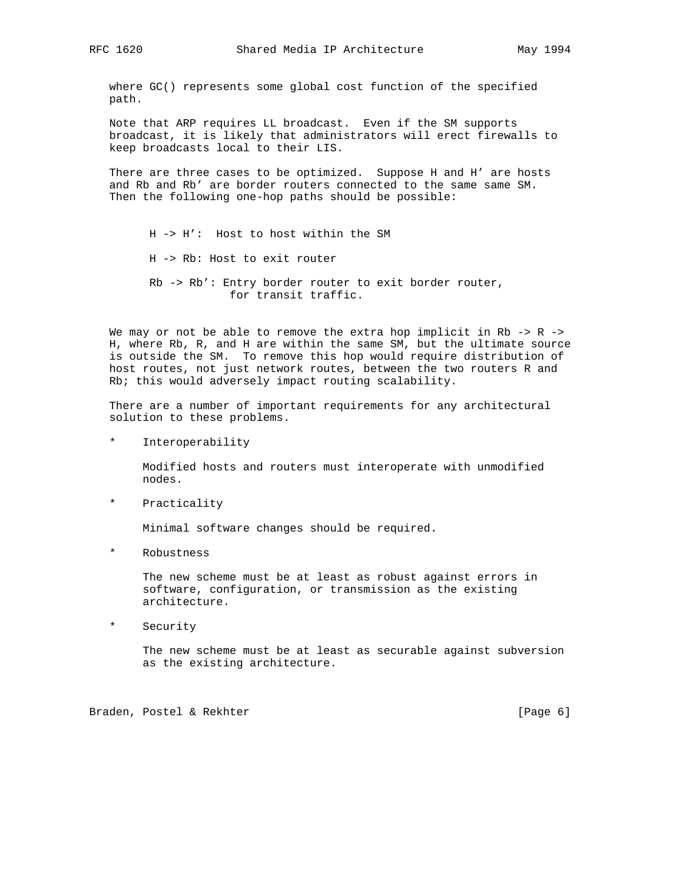where GC() represents some global cost function of the specified path.

Note that ARP requires LL broadcast. Even if the SM supports broadcast, it is likely that administrators will erect firewalls to keep broadcasts local to their LIS.

There are three cases to be optimized. Suppose H and H' are hosts and Rb and Rb' are border routers connected to the same same SM. Then the following one-hop paths should be possible:

```
H -> H':  Host to host within the SM

H -> Rb: Host to exit router

Rb -> Rb': Entry border router to exit border router,
           for transit traffic.
```

We may or not be able to remove the extra hop implicit in Rb -> R -> H, where Rb, R, and H are within the same SM, but the ultimate source is outside the SM. To remove this hop would require distribution of host routes, not just network routes, between the two routers R and Rb; this would adversely impact routing scalability.

There are a number of important requirements for any architectural solution to these problems.

* Interoperability

  Modified hosts and routers must interoperate with unmodified nodes.

* Practicality

  Minimal software changes should be required.

* Robustness

  The new scheme must be at least as robust against errors in software, configuration, or transmission as the existing architecture.

* Security

  The new scheme must be at least as securable against subversion as the existing architecture.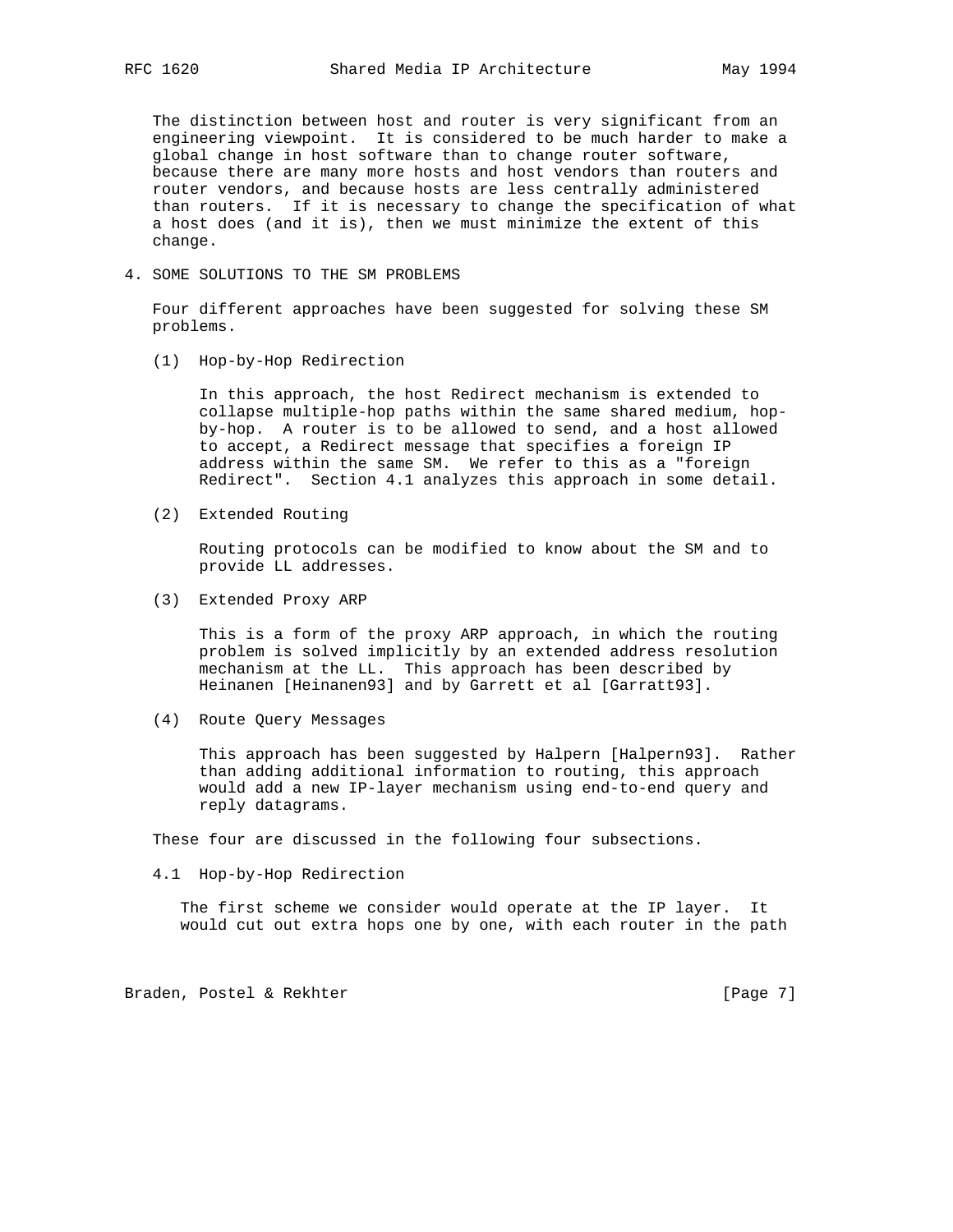The distinction between host and router is very significant from an engineering viewpoint. It is considered to be much harder to make a global change in host software than to change router software, because there are many more hosts and host vendors than routers and router vendors, and because hosts are less centrally administered than routers. If it is necessary to change the specification of what a host does (and it is), then we must minimize the extent of this change.

## 4. SOME SOLUTIONS TO THE SM PROBLEMS

Four different approaches have been suggested for solving these SM problems.

(1) Hop-by-Hop Redirection

In this approach, the host Redirect mechanism is extended to collapse multiple-hop paths within the same shared medium, hop-by-hop. A router is to be allowed to send, and a host allowed to accept, a Redirect message that specifies a foreign IP address within the same SM. We refer to this as a "foreign Redirect". Section 4.1 analyzes this approach in some detail.

(2) Extended Routing

Routing protocols can be modified to know about the SM and to provide LL addresses.

(3) Extended Proxy ARP

This is a form of the proxy ARP approach, in which the routing problem is solved implicitly by an extended address resolution mechanism at the LL. This approach has been described by Heinanen [Heinanen93] and by Garrett et al [Garratt93].

(4) Route Query Messages

This approach has been suggested by Halpern [Halpern93]. Rather than adding additional information to routing, this approach would add a new IP-layer mechanism using end-to-end query and reply datagrams.

These four are discussed in the following four subsections.

### 4.1 Hop-by-Hop Redirection

The first scheme we consider would operate at the IP layer. It would cut out extra hops one by one, with each router in the path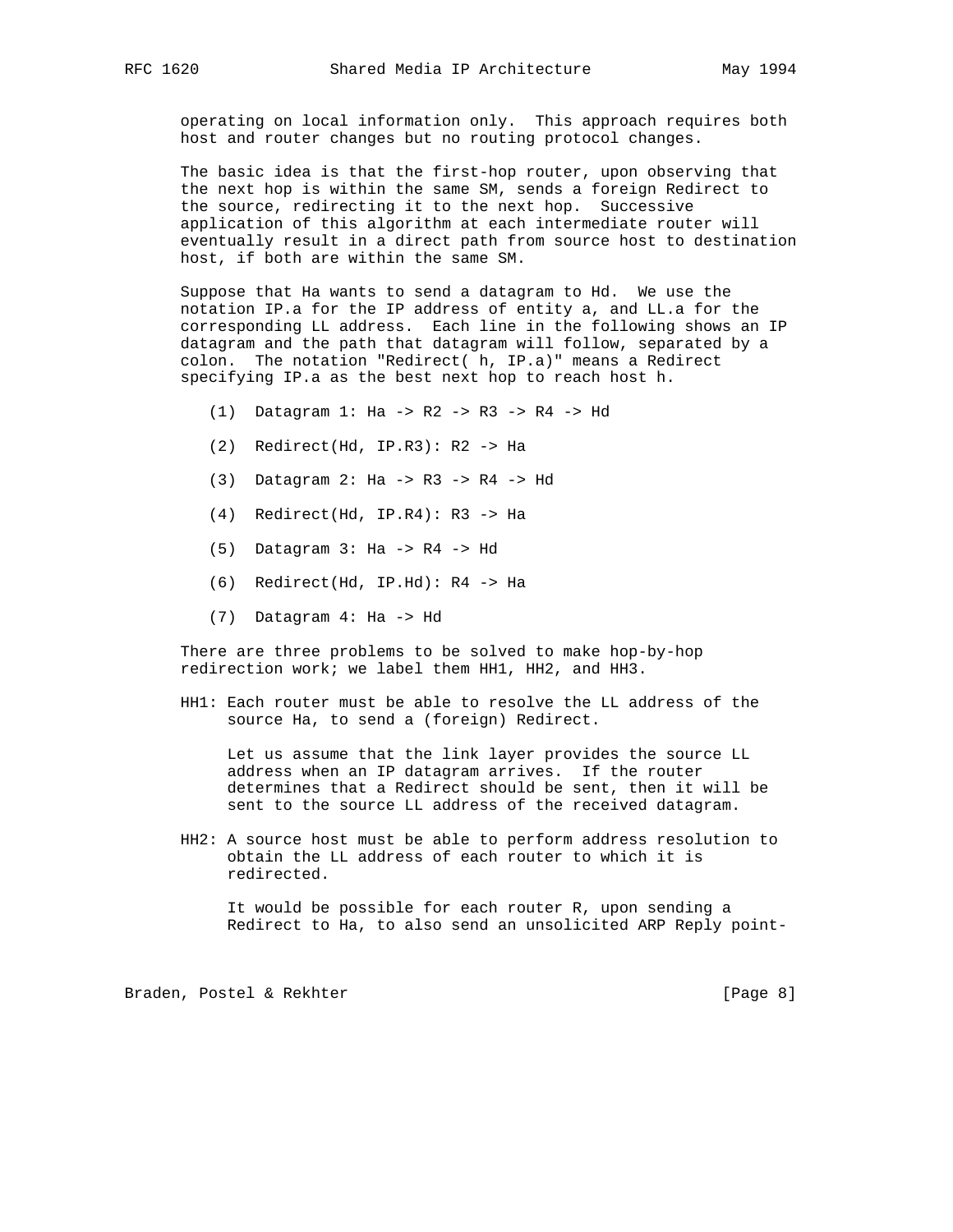operating on local information only. This approach requires both host and router changes but no routing protocol changes.

The basic idea is that the first-hop router, upon observing that the next hop is within the same SM, sends a foreign Redirect to the source, redirecting it to the next hop. Successive application of this algorithm at each intermediate router will eventually result in a direct path from source host to destination host, if both are within the same SM.

Suppose that Ha wants to send a datagram to Hd. We use the notation IP.a for the IP address of entity a, and LL.a for the corresponding LL address. Each line in the following shows an IP datagram and the path that datagram will follow, separated by a colon. The notation "Redirect( h, IP.a)" means a Redirect specifying IP.a as the best next hop to reach host h.

```
(1)  Datagram 1: Ha -> R2 -> R3 -> R4 -> Hd

(2)  Redirect(Hd, IP.R3): R2 -> Ha

(3)  Datagram 2: Ha -> R3 -> R4 -> Hd

(4)  Redirect(Hd, IP.R4): R3 -> Ha

(5)  Datagram 3: Ha -> R4 -> Hd

(6)  Redirect(Hd, IP.Hd): R4 -> Ha

(7)  Datagram 4: Ha -> Hd
```

There are three problems to be solved to make hop-by-hop redirection work; we label them HH1, HH2, and HH3.

HH1: Each router must be able to resolve the LL address of the source Ha, to send a (foreign) Redirect.

Let us assume that the link layer provides the source LL address when an IP datagram arrives. If the router determines that a Redirect should be sent, then it will be sent to the source LL address of the received datagram.

HH2: A source host must be able to perform address resolution to obtain the LL address of each router to which it is redirected.

It would be possible for each router R, upon sending a Redirect to Ha, to also send an unsolicited ARP Reply point-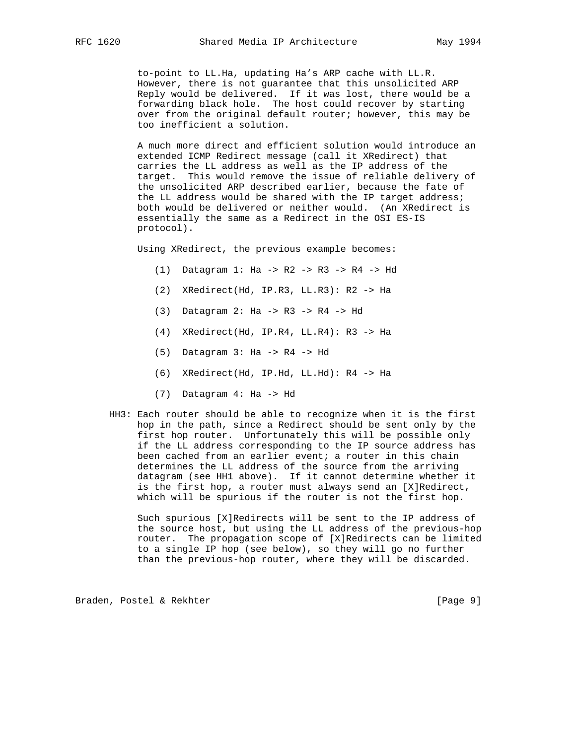to-point to LL.Ha, updating Ha's ARP cache with LL.R. However, there is not guarantee that this unsolicited ARP Reply would be delivered. If it was lost, there would be a forwarding black hole. The host could recover by starting over from the original default router; however, this may be too inefficient a solution.

A much more direct and efficient solution would introduce an extended ICMP Redirect message (call it XRedirect) that carries the LL address as well as the IP address of the target. This would remove the issue of reliable delivery of the unsolicited ARP described earlier, because the fate of the LL address would be shared with the IP target address; both would be delivered or neither would. (An XRedirect is essentially the same as a Redirect in the OSI ES-IS protocol).

Using XRedirect, the previous example becomes:

```
(1)  Datagram 1: Ha -> R2 -> R3 -> R4 -> Hd

(2)  XRedirect(Hd, IP.R3, LL.R3): R2 -> Ha

(3)  Datagram 2: Ha -> R3 -> R4 -> Hd

(4)  XRedirect(Hd, IP.R4, LL.R4): R3 -> Ha

(5)  Datagram 3: Ha -> R4 -> Hd

(6)  XRedirect(Hd, IP.Hd, LL.Hd): R4 -> Ha

(7)  Datagram 4: Ha -> Hd
```

HH3: Each router should be able to recognize when it is the first hop in the path, since a Redirect should be sent only by the first hop router. Unfortunately this will be possible only if the LL address corresponding to the IP source address has been cached from an earlier event; a router in this chain determines the LL address of the source from the arriving datagram (see HH1 above). If it cannot determine whether it is the first hop, a router must always send an [X]Redirect, which will be spurious if the router is not the first hop.

Such spurious [X]Redirects will be sent to the IP address of the source host, but using the LL address of the previous-hop router. The propagation scope of [X]Redirects can be limited to a single IP hop (see below), so they will go no further than the previous-hop router, where they will be discarded.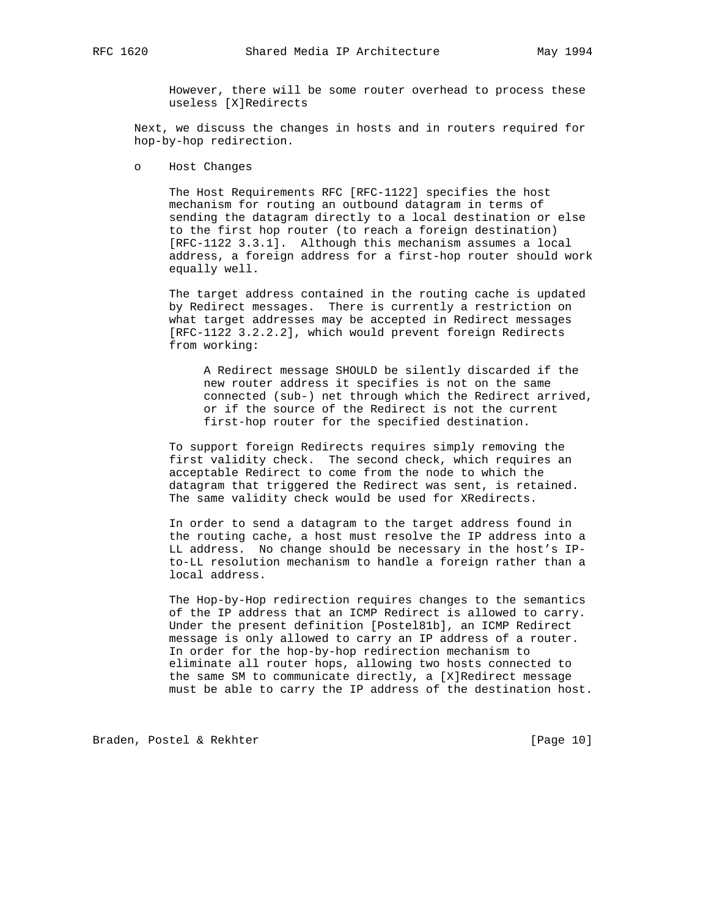However, there will be some router overhead to process these useless [X]Redirects

Next, we discuss the changes in hosts and in routers required for hop-by-hop redirection.

- Host Changes

  The Host Requirements RFC [RFC-1122] specifies the host mechanism for routing an outbound datagram in terms of sending the datagram directly to a local destination or else to the first hop router (to reach a foreign destination) [RFC-1122 3.3.1]. Although this mechanism assumes a local address, a foreign address for a first-hop router should work equally well.

  The target address contained in the routing cache is updated by Redirect messages. There is currently a restriction on what target addresses may be accepted in Redirect messages [RFC-1122 3.2.2.2], which would prevent foreign Redirects from working:

  > A Redirect message SHOULD be silently discarded if the new router address it specifies is not on the same connected (sub-) net through which the Redirect arrived, or if the source of the Redirect is not the current first-hop router for the specified destination.

  To support foreign Redirects requires simply removing the first validity check. The second check, which requires an acceptable Redirect to come from the node to which the datagram that triggered the Redirect was sent, is retained. The same validity check would be used for XRedirects.

  In order to send a datagram to the target address found in the routing cache, a host must resolve the IP address into a LL address. No change should be necessary in the host's IP-to-LL resolution mechanism to handle a foreign rather than a local address.

  The Hop-by-Hop redirection requires changes to the semantics of the IP address that an ICMP Redirect is allowed to carry. Under the present definition [Postel81b], an ICMP Redirect message is only allowed to carry an IP address of a router. In order for the hop-by-hop redirection mechanism to eliminate all router hops, allowing two hosts connected to the same SM to communicate directly, a [X]Redirect message must be able to carry the IP address of the destination host.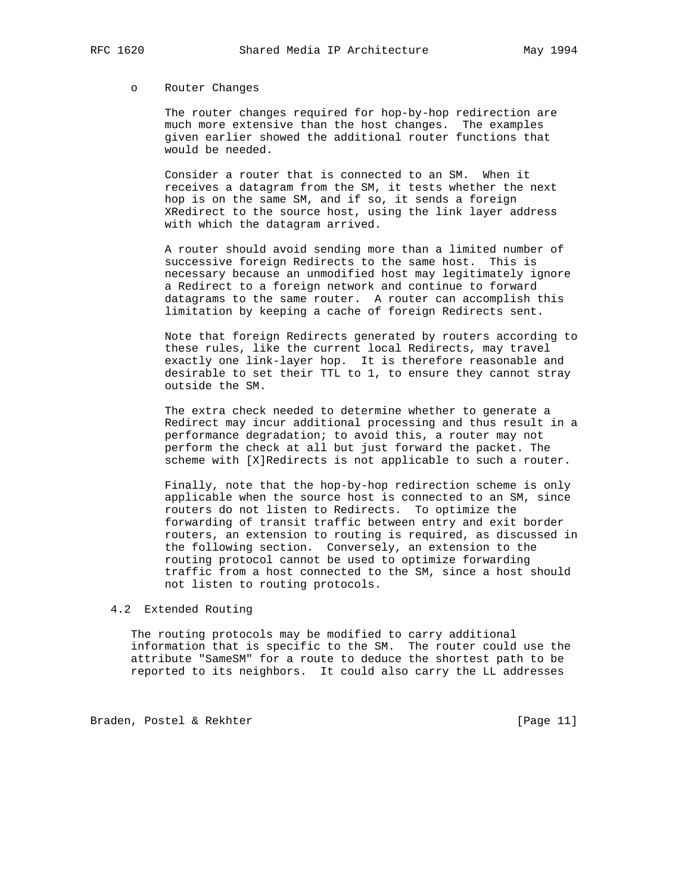- Router Changes

  The router changes required for hop-by-hop redirection are much more extensive than the host changes. The examples given earlier showed the additional router functions that would be needed.

  Consider a router that is connected to an SM. When it receives a datagram from the SM, it tests whether the next hop is on the same SM, and if so, it sends a foreign XRedirect to the source host, using the link layer address with which the datagram arrived.

  A router should avoid sending more than a limited number of successive foreign Redirects to the same host. This is necessary because an unmodified host may legitimately ignore a Redirect to a foreign network and continue to forward datagrams to the same router. A router can accomplish this limitation by keeping a cache of foreign Redirects sent.

  Note that foreign Redirects generated by routers according to these rules, like the current local Redirects, may travel exactly one link-layer hop. It is therefore reasonable and desirable to set their TTL to 1, to ensure they cannot stray outside the SM.

  The extra check needed to determine whether to generate a Redirect may incur additional processing and thus result in a performance degradation; to avoid this, a router may not perform the check at all but just forward the packet. The scheme with [X]Redirects is not applicable to such a router.

  Finally, note that the hop-by-hop redirection scheme is only applicable when the source host is connected to an SM, since routers do not listen to Redirects. To optimize the forwarding of transit traffic between entry and exit border routers, an extension to routing is required, as discussed in the following section. Conversely, an extension to the routing protocol cannot be used to optimize forwarding traffic from a host connected to the SM, since a host should not listen to routing protocols.

## 4.2 Extended Routing

The routing protocols may be modified to carry additional information that is specific to the SM. The router could use the attribute "SameSM" for a route to deduce the shortest path to be reported to its neighbors. It could also carry the LL addresses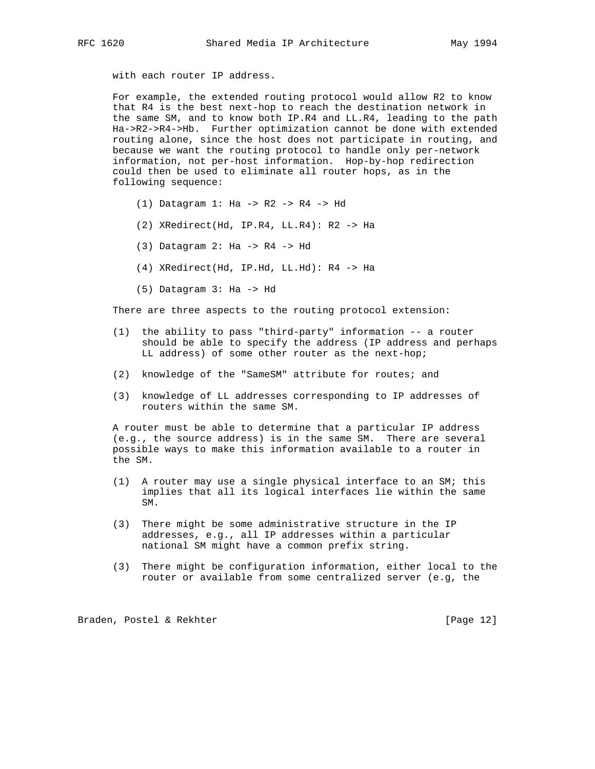with each router IP address.

For example, the extended routing protocol would allow R2 to know that R4 is the best next-hop to reach the destination network in the same SM, and to know both IP.R4 and LL.R4, leading to the path Ha->R2->R4->Hb. Further optimization cannot be done with extended routing alone, since the host does not participate in routing, and because we want the routing protocol to handle only per-network information, not per-host information. Hop-by-hop redirection could then be used to eliminate all router hops, as in the following sequence:

```
(1) Datagram 1: Ha -> R2 -> R4 -> Hd

(2) XRedirect(Hd, IP.R4, LL.R4): R2 -> Ha

(3) Datagram 2: Ha -> R4 -> Hd

(4) XRedirect(Hd, IP.Hd, LL.Hd): R4 -> Ha

(5) Datagram 3: Ha -> Hd
```

There are three aspects to the routing protocol extension:

(1) the ability to pass "third-party" information -- a router should be able to specify the address (IP address and perhaps LL address) of some other router as the next-hop;

(2) knowledge of the "SameSM" attribute for routes; and

(3) knowledge of LL addresses corresponding to IP addresses of routers within the same SM.

A router must be able to determine that a particular IP address (e.g., the source address) is in the same SM. There are several possible ways to make this information available to a router in the SM.

(1) A router may use a single physical interface to an SM; this implies that all its logical interfaces lie within the same SM.

(3) There might be some administrative structure in the IP addresses, e.g., all IP addresses within a particular national SM might have a common prefix string.

(3) There might be configuration information, either local to the router or available from some centralized server (e.g, the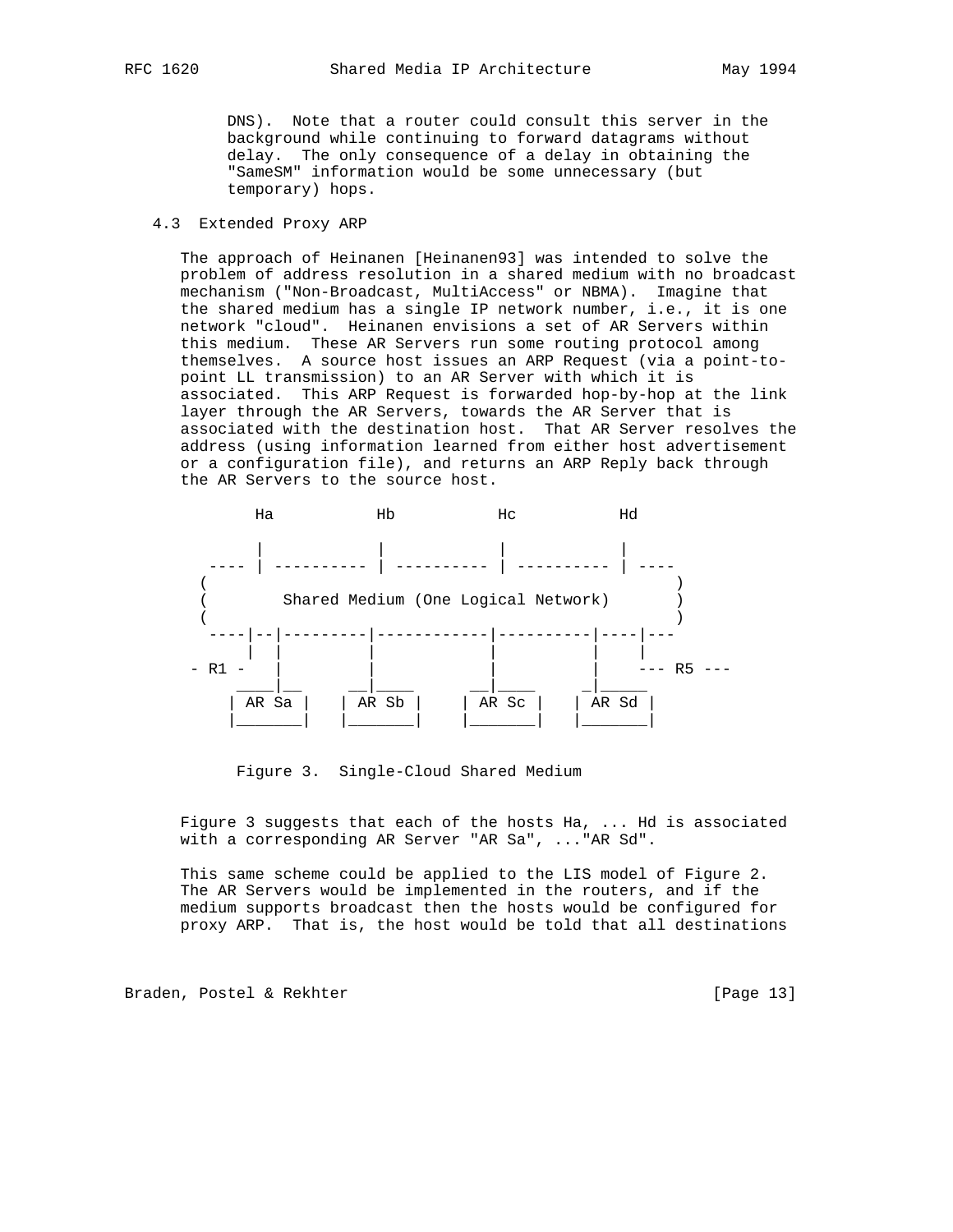DNS). Note that a router could consult this server in the background while continuing to forward datagrams without delay. The only consequence of a delay in obtaining the "SameSM" information would be some unnecessary (but temporary) hops.

### 4.3 Extended Proxy ARP

The approach of Heinanen [Heinanen93] was intended to solve the problem of address resolution in a shared medium with no broadcast mechanism ("Non-Broadcast, MultiAccess" or NBMA). Imagine that the shared medium has a single IP network number, i.e., it is one network "cloud". Heinanen envisions a set of AR Servers within this medium. These AR Servers run some routing protocol among themselves. A source host issues an ARP Request (via a point-to-point LL transmission) to an AR Server with which it is associated. This ARP Request is forwarded hop-by-hop at the link layer through the AR Servers, towards the AR Server that is associated with the destination host. That AR Server resolves the address (using information learned from either host advertisement or a configuration file), and returns an ARP Reply back through the AR Servers to the source host.

```
        Ha           Hb           Hc           Hd

        |            |            |            |
   ---- | ---------- | ---------- | ---------- | ----
  (                                                  )
  (        Shared Medium (One Logical Network)       )
  (                                                  )
   ----|--|---------|------------|----------|----|---
       |  |         |            |          |    |
 - R1 -   |         |            |          |    --- R5 ---
      ____|__    __|_____     __|_____    _|______
     | AR Sa |  | AR Sb |    | AR Sc |   | AR Sd |
     |_______|  |_______|    |_______|   |_______|
```

Figure 3. Single-Cloud Shared Medium

Figure 3 suggests that each of the hosts Ha, ... Hd is associated with a corresponding AR Server "AR Sa", ..."AR Sd".

This same scheme could be applied to the LIS model of Figure 2. The AR Servers would be implemented in the routers, and if the medium supports broadcast then the hosts would be configured for proxy ARP. That is, the host would be told that all destinations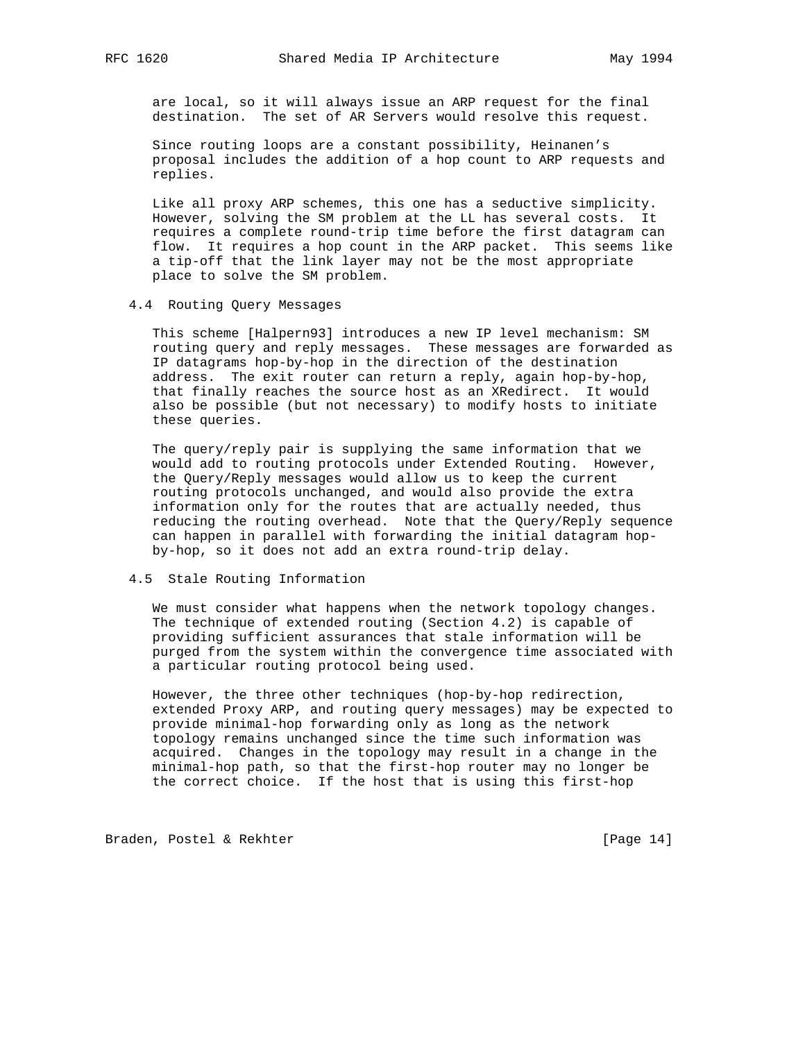are local, so it will always issue an ARP request for the final destination. The set of AR Servers would resolve this request.

Since routing loops are a constant possibility, Heinanen's proposal includes the addition of a hop count to ARP requests and replies.

Like all proxy ARP schemes, this one has a seductive simplicity. However, solving the SM problem at the LL has several costs. It requires a complete round-trip time before the first datagram can flow. It requires a hop count in the ARP packet. This seems like a tip-off that the link layer may not be the most appropriate place to solve the SM problem.

### 4.4 Routing Query Messages

This scheme [Halpern93] introduces a new IP level mechanism: SM routing query and reply messages. These messages are forwarded as IP datagrams hop-by-hop in the direction of the destination address. The exit router can return a reply, again hop-by-hop, that finally reaches the source host as an XRedirect. It would also be possible (but not necessary) to modify hosts to initiate these queries.

The query/reply pair is supplying the same information that we would add to routing protocols under Extended Routing. However, the Query/Reply messages would allow us to keep the current routing protocols unchanged, and would also provide the extra information only for the routes that are actually needed, thus reducing the routing overhead. Note that the Query/Reply sequence can happen in parallel with forwarding the initial datagram hop-by-hop, so it does not add an extra round-trip delay.

### 4.5 Stale Routing Information

We must consider what happens when the network topology changes. The technique of extended routing (Section 4.2) is capable of providing sufficient assurances that stale information will be purged from the system within the convergence time associated with a particular routing protocol being used.

However, the three other techniques (hop-by-hop redirection, extended Proxy ARP, and routing query messages) may be expected to provide minimal-hop forwarding only as long as the network topology remains unchanged since the time such information was acquired. Changes in the topology may result in a change in the minimal-hop path, so that the first-hop router may no longer be the correct choice. If the host that is using this first-hop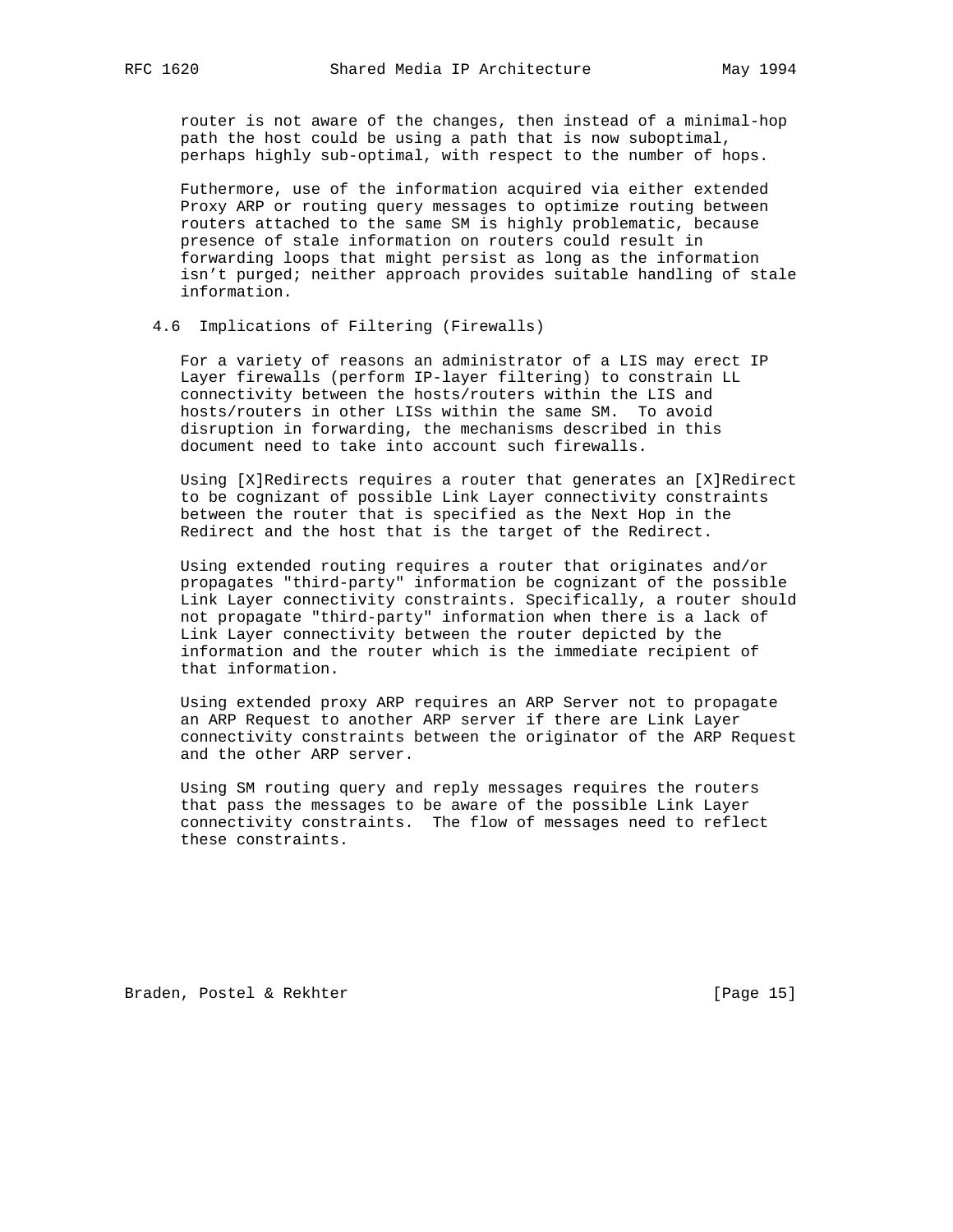router is not aware of the changes, then instead of a minimal-hop path the host could be using a path that is now suboptimal, perhaps highly sub-optimal, with respect to the number of hops.

Futhermore, use of the information acquired via either extended Proxy ARP or routing query messages to optimize routing between routers attached to the same SM is highly problematic, because presence of stale information on routers could result in forwarding loops that might persist as long as the information isn't purged; neither approach provides suitable handling of stale information.

### 4.6 Implications of Filtering (Firewalls)

For a variety of reasons an administrator of a LIS may erect IP Layer firewalls (perform IP-layer filtering) to constrain LL connectivity between the hosts/routers within the LIS and hosts/routers in other LISs within the same SM. To avoid disruption in forwarding, the mechanisms described in this document need to take into account such firewalls.

Using [X]Redirects requires a router that generates an [X]Redirect to be cognizant of possible Link Layer connectivity constraints between the router that is specified as the Next Hop in the Redirect and the host that is the target of the Redirect.

Using extended routing requires a router that originates and/or propagates "third-party" information be cognizant of the possible Link Layer connectivity constraints. Specifically, a router should not propagate "third-party" information when there is a lack of Link Layer connectivity between the router depicted by the information and the router which is the immediate recipient of that information.

Using extended proxy ARP requires an ARP Server not to propagate an ARP Request to another ARP server if there are Link Layer connectivity constraints between the originator of the ARP Request and the other ARP server.

Using SM routing query and reply messages requires the routers that pass the messages to be aware of the possible Link Layer connectivity constraints. The flow of messages need to reflect these constraints.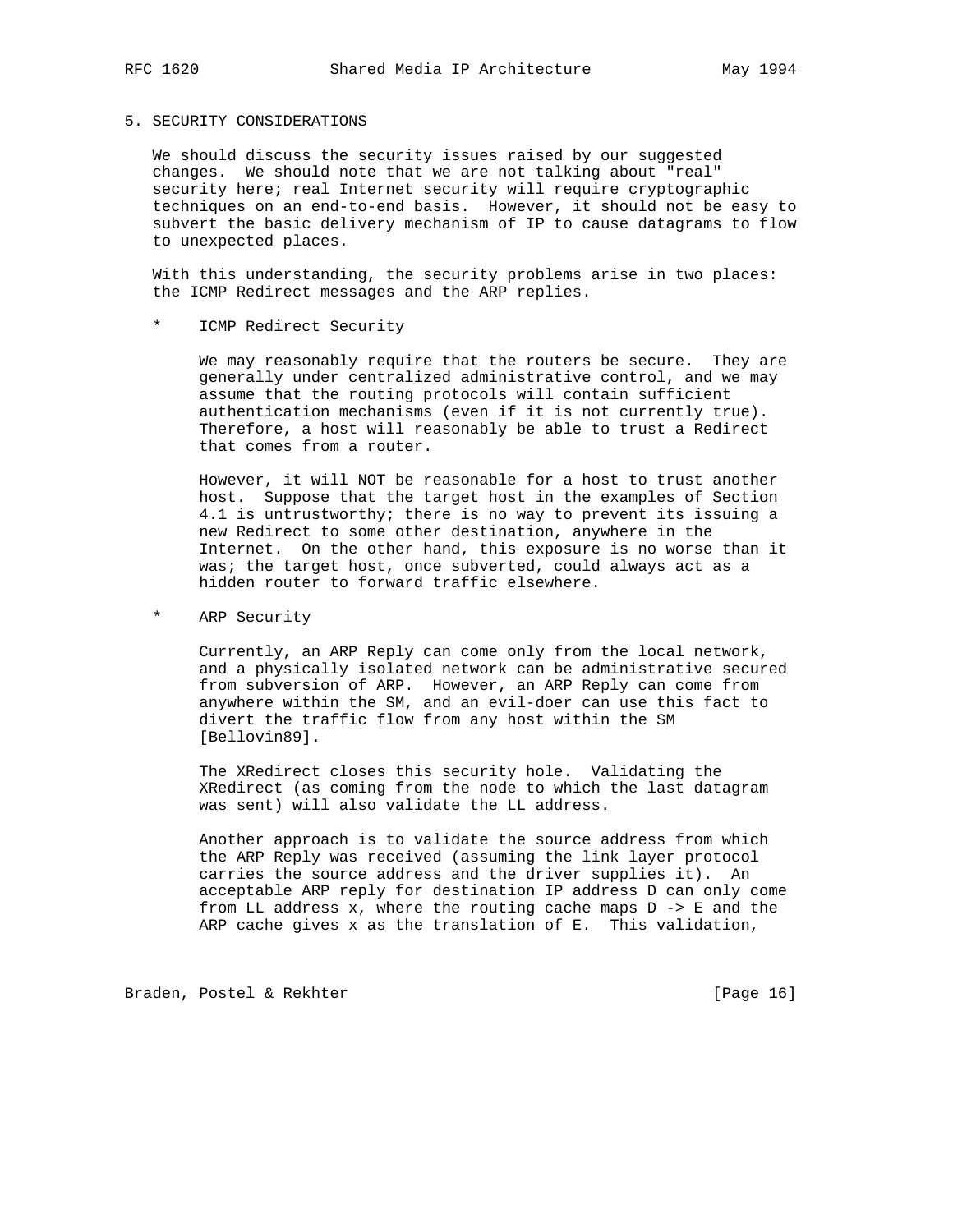## 5. SECURITY CONSIDERATIONS

We should discuss the security issues raised by our suggested changes. We should note that we are not talking about "real" security here; real Internet security will require cryptographic techniques on an end-to-end basis. However, it should not be easy to subvert the basic delivery mechanism of IP to cause datagrams to flow to unexpected places.

With this understanding, the security problems arise in two places: the ICMP Redirect messages and the ARP replies.

* ICMP Redirect Security

  We may reasonably require that the routers be secure. They are generally under centralized administrative control, and we may assume that the routing protocols will contain sufficient authentication mechanisms (even if it is not currently true). Therefore, a host will reasonably be able to trust a Redirect that comes from a router.

  However, it will NOT be reasonable for a host to trust another host. Suppose that the target host in the examples of Section 4.1 is untrustworthy; there is no way to prevent its issuing a new Redirect to some other destination, anywhere in the Internet. On the other hand, this exposure is no worse than it was; the target host, once subverted, could always act as a hidden router to forward traffic elsewhere.

* ARP Security

  Currently, an ARP Reply can come only from the local network, and a physically isolated network can be administrative secured from subversion of ARP. However, an ARP Reply can come from anywhere within the SM, and an evil-doer can use this fact to divert the traffic flow from any host within the SM [Bellovin89].

  The XRedirect closes this security hole. Validating the XRedirect (as coming from the node to which the last datagram was sent) will also validate the LL address.

  Another approach is to validate the source address from which the ARP Reply was received (assuming the link layer protocol carries the source address and the driver supplies it). An acceptable ARP reply for destination IP address D can only come from LL address x, where the routing cache maps D -> E and the ARP cache gives x as the translation of E. This validation,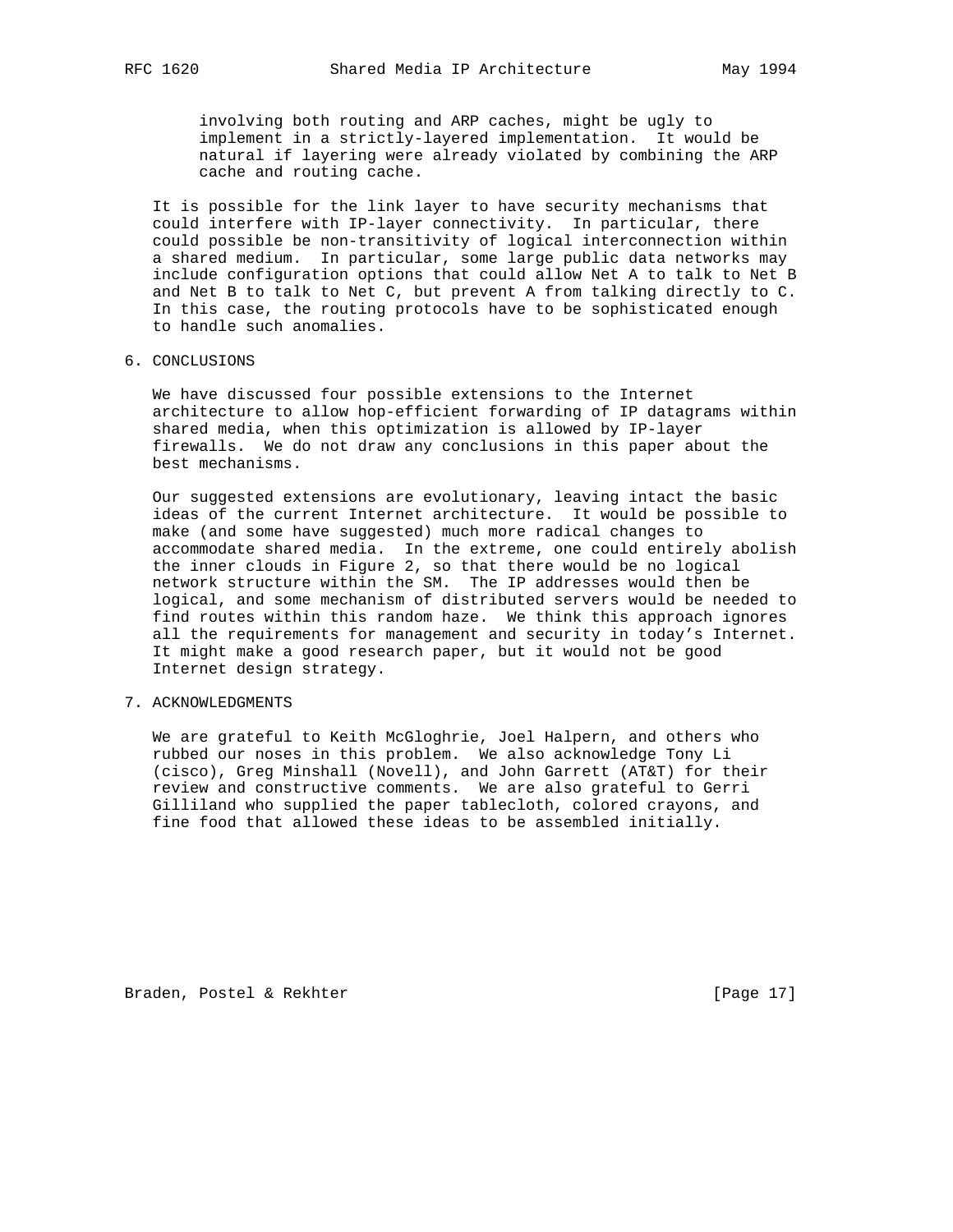involving both routing and ARP caches, might be ugly to implement in a strictly-layered implementation. It would be natural if layering were already violated by combining the ARP cache and routing cache.

It is possible for the link layer to have security mechanisms that could interfere with IP-layer connectivity. In particular, there could possible be non-transitivity of logical interconnection within a shared medium. In particular, some large public data networks may include configuration options that could allow Net A to talk to Net B and Net B to talk to Net C, but prevent A from talking directly to C. In this case, the routing protocols have to be sophisticated enough to handle such anomalies.

## 6. CONCLUSIONS

We have discussed four possible extensions to the Internet architecture to allow hop-efficient forwarding of IP datagrams within shared media, when this optimization is allowed by IP-layer firewalls. We do not draw any conclusions in this paper about the best mechanisms.

Our suggested extensions are evolutionary, leaving intact the basic ideas of the current Internet architecture. It would be possible to make (and some have suggested) much more radical changes to accommodate shared media. In the extreme, one could entirely abolish the inner clouds in Figure 2, so that there would be no logical network structure within the SM. The IP addresses would then be logical, and some mechanism of distributed servers would be needed to find routes within this random haze. We think this approach ignores all the requirements for management and security in today's Internet. It might make a good research paper, but it would not be good Internet design strategy.

## 7. ACKNOWLEDGMENTS

We are grateful to Keith McGloghrie, Joel Halpern, and others who rubbed our noses in this problem. We also acknowledge Tony Li (cisco), Greg Minshall (Novell), and John Garrett (AT&T) for their review and constructive comments. We are also grateful to Gerri Gilliland who supplied the paper tablecloth, colored crayons, and fine food that allowed these ideas to be assembled initially.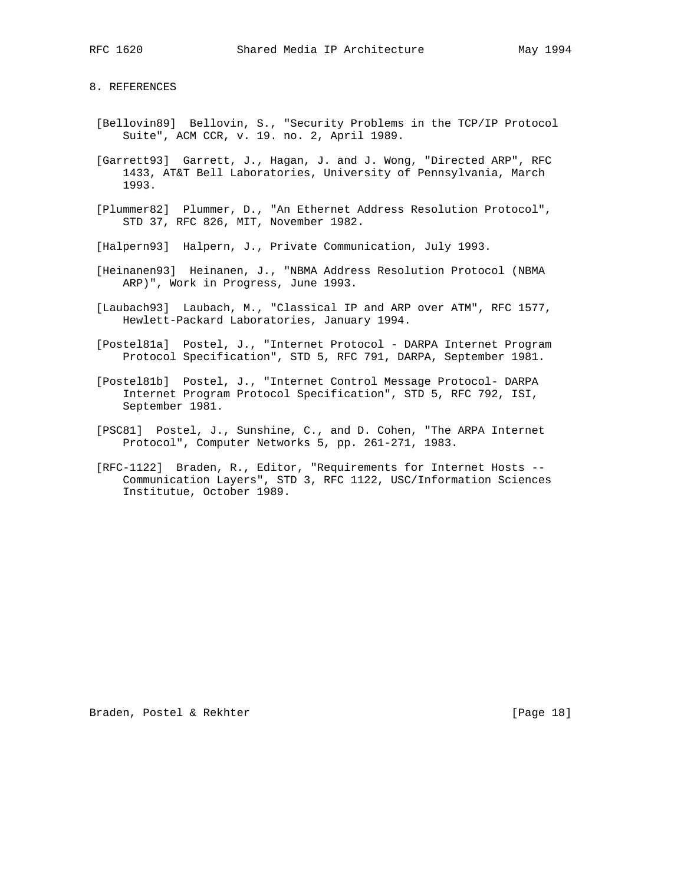## 8. REFERENCES

[Bellovin89] Bellovin, S., "Security Problems in the TCP/IP Protocol Suite", ACM CCR, v. 19. no. 2, April 1989.

[Garrett93] Garrett, J., Hagan, J. and J. Wong, "Directed ARP", RFC 1433, AT&T Bell Laboratories, University of Pennsylvania, March 1993.

[Plummer82] Plummer, D., "An Ethernet Address Resolution Protocol", STD 37, RFC 826, MIT, November 1982.

[Halpern93] Halpern, J., Private Communication, July 1993.

[Heinanen93] Heinanen, J., "NBMA Address Resolution Protocol (NBMA ARP)", Work in Progress, June 1993.

[Laubach93] Laubach, M., "Classical IP and ARP over ATM", RFC 1577, Hewlett-Packard Laboratories, January 1994.

[Postel81a] Postel, J., "Internet Protocol - DARPA Internet Program Protocol Specification", STD 5, RFC 791, DARPA, September 1981.

[Postel81b] Postel, J., "Internet Control Message Protocol- DARPA Internet Program Protocol Specification", STD 5, RFC 792, ISI, September 1981.

[PSC81] Postel, J., Sunshine, C., and D. Cohen, "The ARPA Internet Protocol", Computer Networks 5, pp. 261-271, 1983.

[RFC-1122] Braden, R., Editor, "Requirements for Internet Hosts -- Communication Layers", STD 3, RFC 1122, USC/Information Sciences Institutue, October 1989.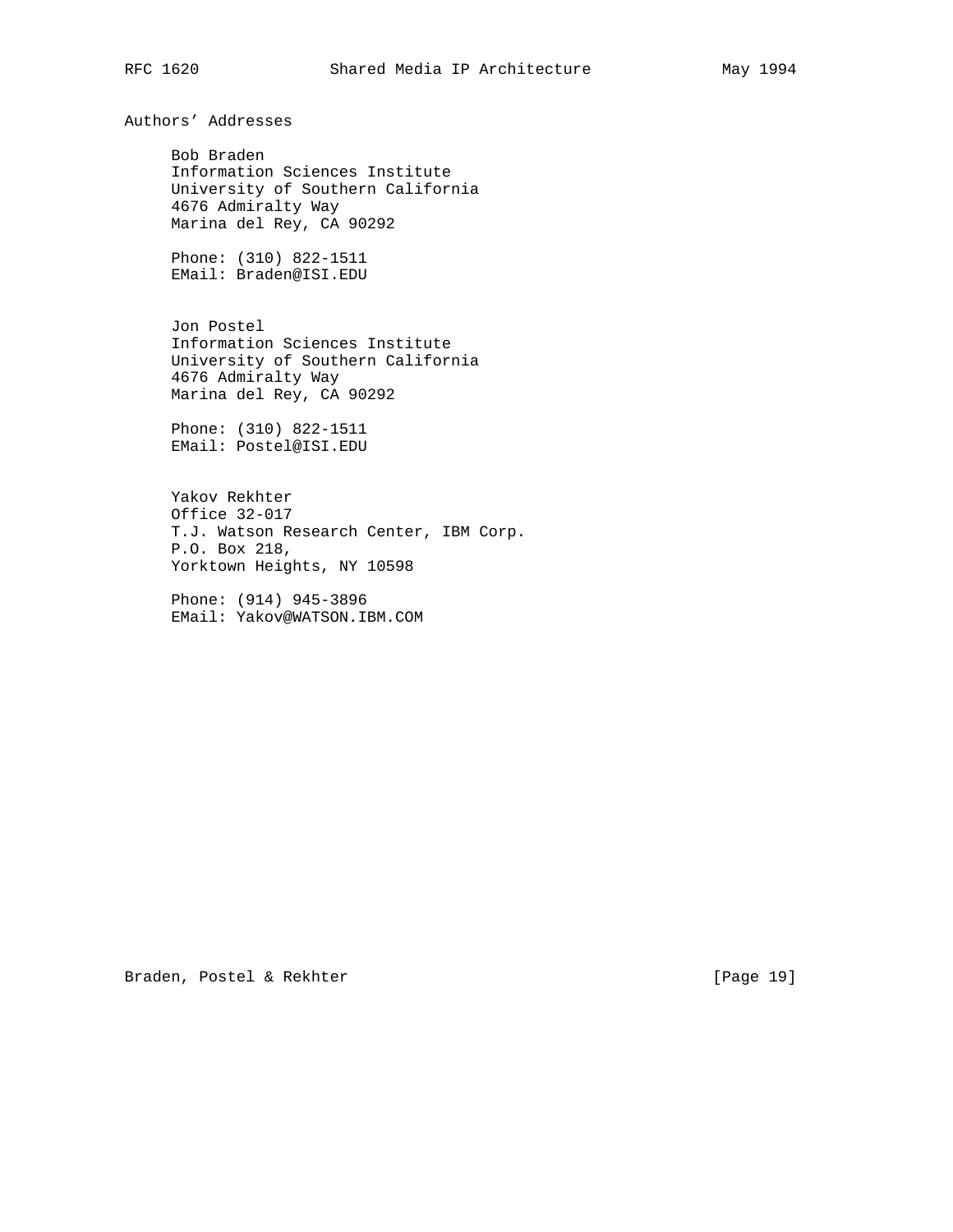## Authors' Addresses

Bob Braden
Information Sciences Institute
University of Southern California
4676 Admiralty Way
Marina del Rey, CA 90292

Phone: (310) 822-1511
EMail: Braden@ISI.EDU

Jon Postel
Information Sciences Institute
University of Southern California
4676 Admiralty Way
Marina del Rey, CA 90292

Phone: (310) 822-1511
EMail: Postel@ISI.EDU

Yakov Rekhter
Office 32-017
T.J. Watson Research Center, IBM Corp.
P.O. Box 218,
Yorktown Heights, NY 10598

Phone: (914) 945-3896
EMail: Yakov@WATSON.IBM.COM